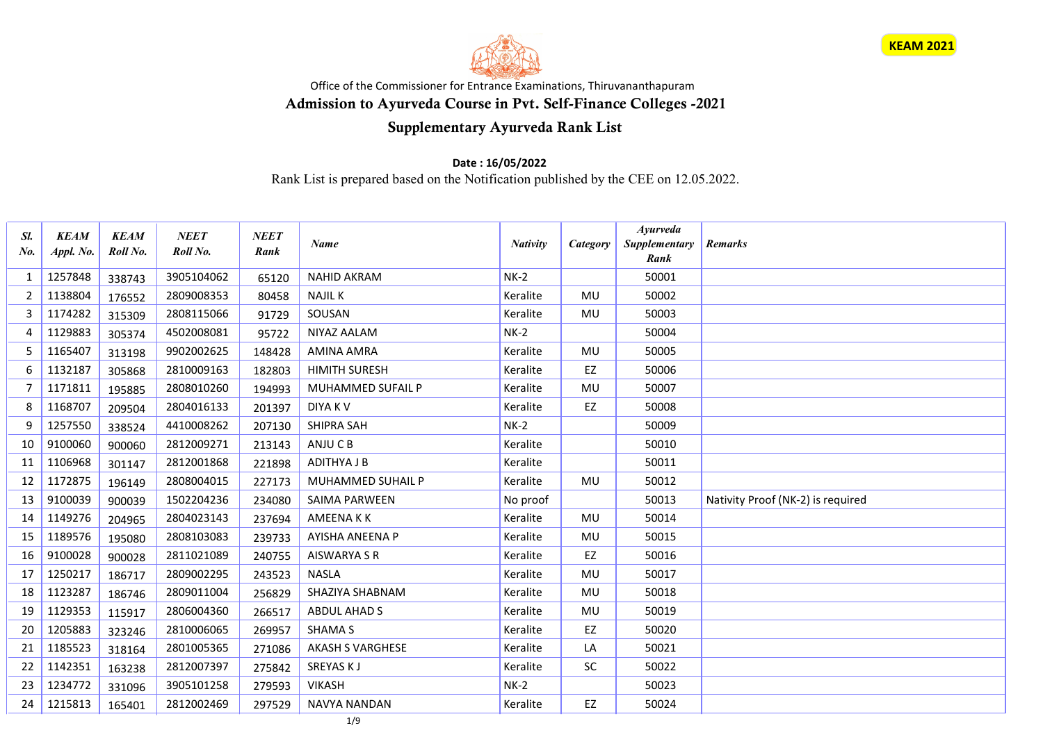KEAM 2021

Office of the Commissioner for Entrance Examinations, Thiruvananthapuram

# Admission to Ayurveda Course in Pvt. Self-Finance Colleges -2021

## Supplementary Ayurveda Rank List

**Date : 16/05/2022**

Rank List is prepared based on the Notification published by the CEE on 12.05.2022.

| *Sl. No.* | *KEAM Appl. No.* | *KEAM Roll No.* | *NEET Roll No.* | *NEET Rank* | *Name* | *Nativity* | *Category* | *Ayurveda Supplementary Rank* | *Remarks* |
|---|---|---|---|---|---|---|---|---|---|
| 1 | 1257848 | 338743 | 3905104062 | 65120 | NAHID AKRAM | NK-2 | | 50001 | |
| 2 | 1138804 | 176552 | 2809008353 | 80458 | NAJIL K | Keralite | MU | 50002 | |
| 3 | 1174282 | 315309 | 2808115066 | 91729 | SOUSAN | Keralite | MU | 50003 | |
| 4 | 1129883 | 305374 | 4502008081 | 95722 | NIYAZ AALAM | NK-2 | | 50004 | |
| 5 | 1165407 | 313198 | 9902002625 | 148428 | AMINA AMRA | Keralite | MU | 50005 | |
| 6 | 1132187 | 305868 | 2810009163 | 182803 | HIMITH SURESH | Keralite | EZ | 50006 | |
| 7 | 1171811 | 195885 | 2808010260 | 194993 | MUHAMMED SUFAIL P | Keralite | MU | 50007 | |
| 8 | 1168707 | 209504 | 2804016133 | 201397 | DIYA K V | Keralite | EZ | 50008 | |
| 9 | 1257550 | 338524 | 4410008262 | 207130 | SHIPRA SAH | NK-2 | | 50009 | |
| 10 | 9100060 | 900060 | 2812009271 | 213143 | ANJU C B | Keralite | | 50010 | |
| 11 | 1106968 | 301147 | 2812001868 | 221898 | ADITHYA J B | Keralite | | 50011 | |
| 12 | 1172875 | 196149 | 2808004015 | 227173 | MUHAMMED SUHAIL P | Keralite | MU | 50012 | |
| 13 | 9100039 | 900039 | 1502204236 | 234080 | SAIMA PARWEEN | No proof | | 50013 | Nativity Proof (NK-2) is required |
| 14 | 1149276 | 204965 | 2804023143 | 237694 | AMEENA K K | Keralite | MU | 50014 | |
| 15 | 1189576 | 195080 | 2808103083 | 239733 | AYISHA ANEENA P | Keralite | MU | 50015 | |
| 16 | 9100028 | 900028 | 2811021089 | 240755 | AISWARYA S R | Keralite | EZ | 50016 | |
| 17 | 1250217 | 186717 | 2809002295 | 243523 | NASLA | Keralite | MU | 50017 | |
| 18 | 1123287 | 186746 | 2809011004 | 256829 | SHAZIYA SHABNAM | Keralite | MU | 50018 | |
| 19 | 1129353 | 115917 | 2806004360 | 266517 | ABDUL AHAD S | Keralite | MU | 50019 | |
| 20 | 1205883 | 323246 | 2810006065 | 269957 | SHAMA S | Keralite | EZ | 50020 | |
| 21 | 1185523 | 318164 | 2801005365 | 271086 | AKASH S VARGHESE | Keralite | LA | 50021 | |
| 22 | 1142351 | 163238 | 2812007397 | 275842 | SREYAS K J | Keralite | SC | 50022 | |
| 23 | 1234772 | 331096 | 3905101258 | 279593 | VIKASH | NK-2 | | 50023 | |
| 24 | 1215813 | 165401 | 2812002469 | 297529 | NAVYA NANDAN | Keralite | EZ | 50024 | |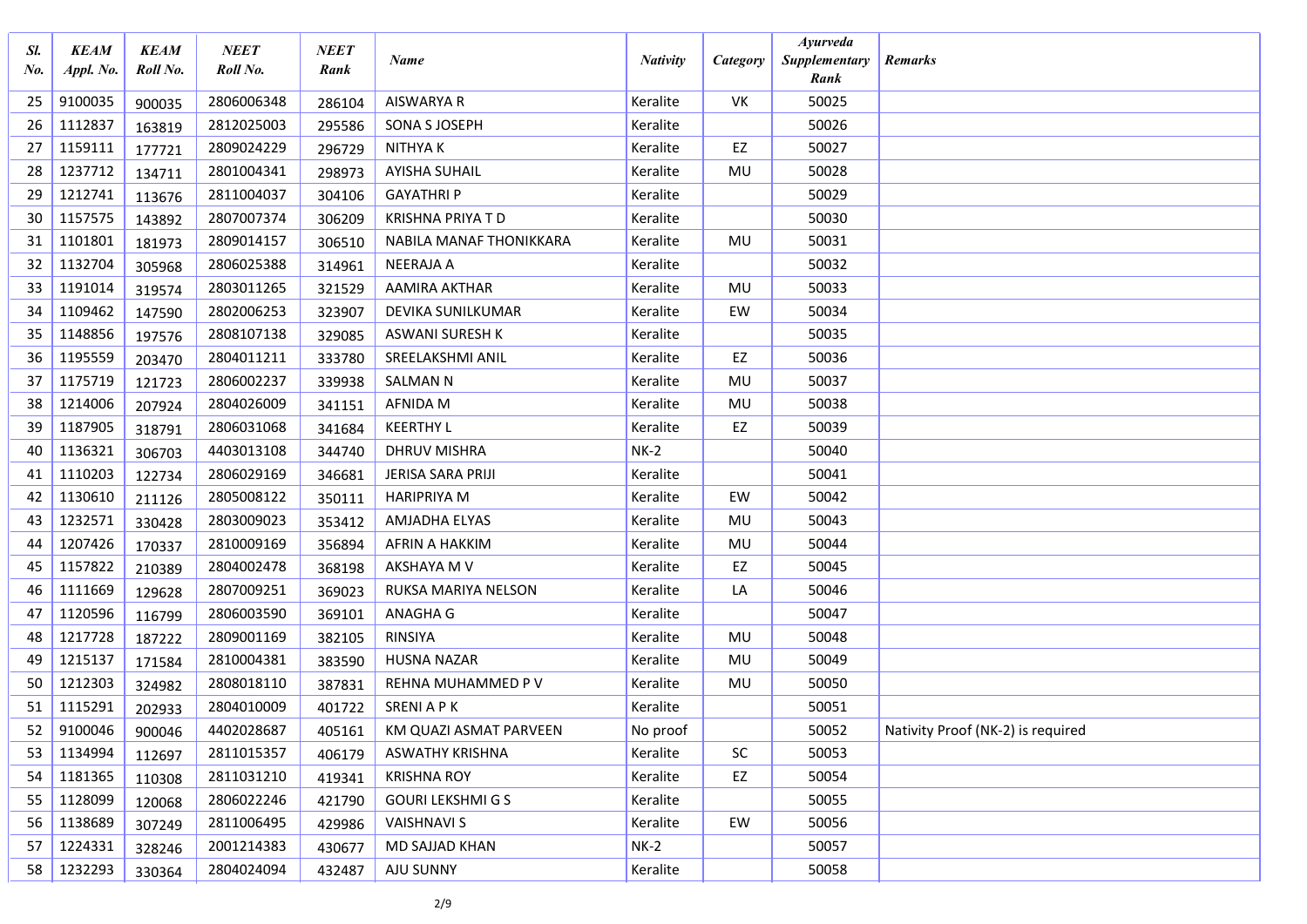| Sl. No. | KEAM Appl. No. | KEAM Roll No. | NEET Roll No. | NEET Rank | Name | Nativity | Category | Ayurveda Supplementary Rank | Remarks |
|---|---|---|---|---|---|---|---|---|---|
| 25 | 9100035 | 900035 | 2806006348 | 286104 | AISWARYA R | Keralite | VK | 50025 | |
| 26 | 1112837 | 163819 | 2812025003 | 295586 | SONA S JOSEPH | Keralite | | 50026 | |
| 27 | 1159111 | 177721 | 2809024229 | 296729 | NITHYA K | Keralite | EZ | 50027 | |
| 28 | 1237712 | 134711 | 2801004341 | 298973 | AYISHA SUHAIL | Keralite | MU | 50028 | |
| 29 | 1212741 | 113676 | 2811004037 | 304106 | GAYATHRI P | Keralite | | 50029 | |
| 30 | 1157575 | 143892 | 2807007374 | 306209 | KRISHNA PRIYA T D | Keralite | | 50030 | |
| 31 | 1101801 | 181973 | 2809014157 | 306510 | NABILA MANAF THONIKKARA | Keralite | MU | 50031 | |
| 32 | 1132704 | 305968 | 2806025388 | 314961 | NEERAJA A | Keralite | | 50032 | |
| 33 | 1191014 | 319574 | 2803011265 | 321529 | AAMIRA AKTHAR | Keralite | MU | 50033 | |
| 34 | 1109462 | 147590 | 2802006253 | 323907 | DEVIKA SUNILKUMAR | Keralite | EW | 50034 | |
| 35 | 1148856 | 197576 | 2808107138 | 329085 | ASWANI SURESH K | Keralite | | 50035 | |
| 36 | 1195559 | 203470 | 2804011211 | 333780 | SREELAKSHMI ANIL | Keralite | EZ | 50036 | |
| 37 | 1175719 | 121723 | 2806002237 | 339938 | SALMAN N | Keralite | MU | 50037 | |
| 38 | 1214006 | 207924 | 2804026009 | 341151 | AFNIDA M | Keralite | MU | 50038 | |
| 39 | 1187905 | 318791 | 2806031068 | 341684 | KEERTHY L | Keralite | EZ | 50039 | |
| 40 | 1136321 | 306703 | 4403013108 | 344740 | DHRUV MISHRA | NK-2 | | 50040 | |
| 41 | 1110203 | 122734 | 2806029169 | 346681 | JERISA SARA PRIJI | Keralite | | 50041 | |
| 42 | 1130610 | 211126 | 2805008122 | 350111 | HARIPRIYA M | Keralite | EW | 50042 | |
| 43 | 1232571 | 330428 | 2803009023 | 353412 | AMJADHA ELYAS | Keralite | MU | 50043 | |
| 44 | 1207426 | 170337 | 2810009169 | 356894 | AFRIN A HAKKIM | Keralite | MU | 50044 | |
| 45 | 1157822 | 210389 | 2804002478 | 368198 | AKSHAYA M V | Keralite | EZ | 50045 | |
| 46 | 1111669 | 129628 | 2807009251 | 369023 | RUKSA MARIYA NELSON | Keralite | LA | 50046 | |
| 47 | 1120596 | 116799 | 2806003590 | 369101 | ANAGHA G | Keralite | | 50047 | |
| 48 | 1217728 | 187222 | 2809001169 | 382105 | RINSIYA | Keralite | MU | 50048 | |
| 49 | 1215137 | 171584 | 2810004381 | 383590 | HUSNA NAZAR | Keralite | MU | 50049 | |
| 50 | 1212303 | 324982 | 2808018110 | 387831 | REHNA MUHAMMED P V | Keralite | MU | 50050 | |
| 51 | 1115291 | 202933 | 2804010009 | 401722 | SRENI A P K | Keralite | | 50051 | |
| 52 | 9100046 | 900046 | 4402028687 | 405161 | KM QUAZI ASMAT PARVEEN | No proof | | 50052 | Nativity Proof (NK-2) is required |
| 53 | 1134994 | 112697 | 2811015357 | 406179 | ASWATHY KRISHNA | Keralite | SC | 50053 | |
| 54 | 1181365 | 110308 | 2811031210 | 419341 | KRISHNA ROY | Keralite | EZ | 50054 | |
| 55 | 1128099 | 120068 | 2806022246 | 421790 | GOURI LEKSHMI G S | Keralite | | 50055 | |
| 56 | 1138689 | 307249 | 2811006495 | 429986 | VAISHNAVI S | Keralite | EW | 50056 | |
| 57 | 1224331 | 328246 | 2001214383 | 430677 | MD SAJJAD KHAN | NK-2 | | 50057 | |
| 58 | 1232293 | 330364 | 2804024094 | 432487 | AJU SUNNY | Keralite | | 50058 | |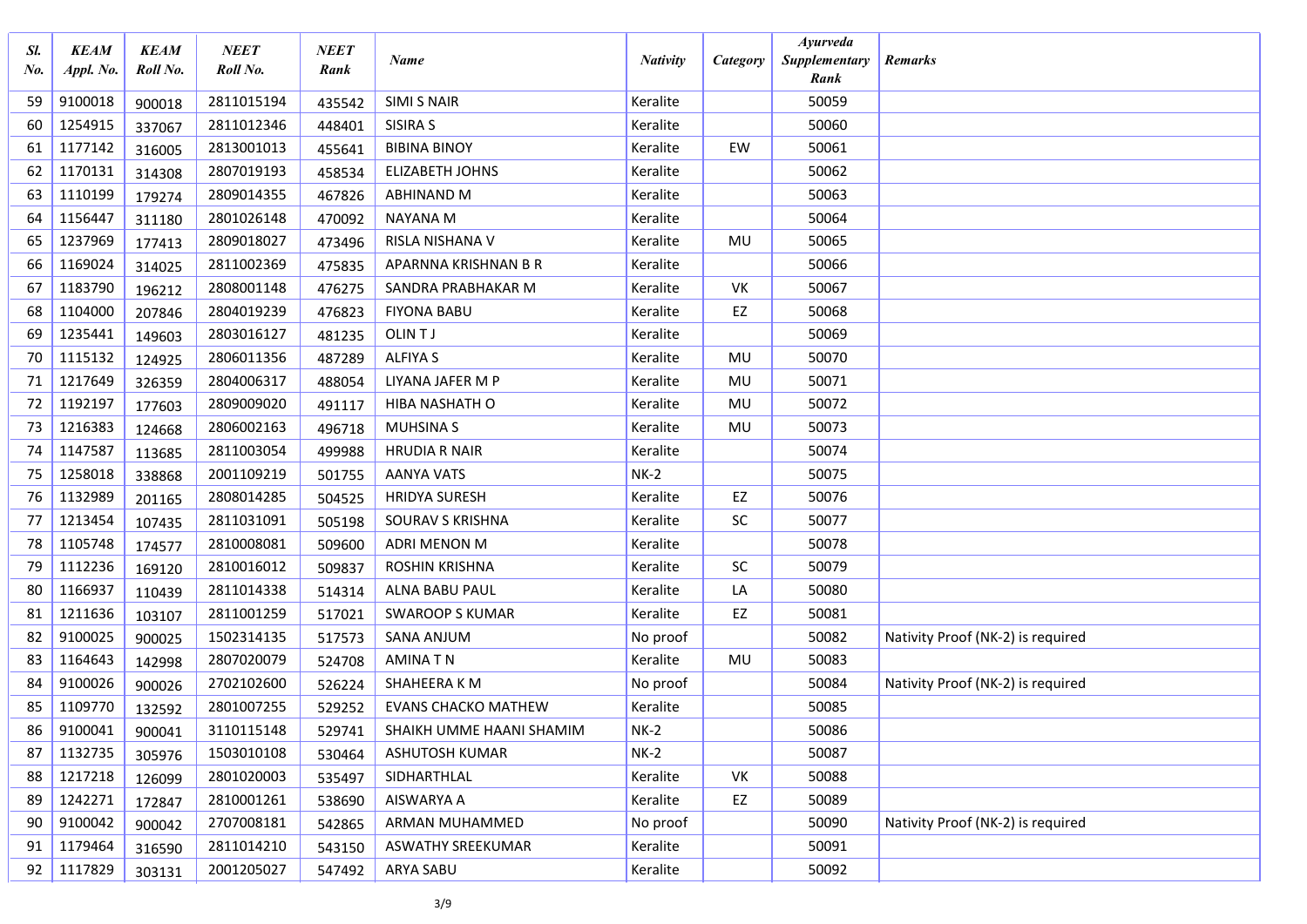| Sl. No. | KEAM Appl. No. | KEAM Roll No. | NEET Roll No. | NEET Rank | Name | Nativity | Category | Ayurveda Supplementary Rank | Remarks |
|---|---|---|---|---|---|---|---|---|---|
| 59 | 9100018 | 900018 | 2811015194 | 435542 | SIMI S NAIR | Keralite | | 50059 | |
| 60 | 1254915 | 337067 | 2811012346 | 448401 | SISIRA S | Keralite | | 50060 | |
| 61 | 1177142 | 316005 | 2813001013 | 455641 | BIBINA BINOY | Keralite | EW | 50061 | |
| 62 | 1170131 | 314308 | 2807019193 | 458534 | ELIZABETH JOHNS | Keralite | | 50062 | |
| 63 | 1110199 | 179274 | 2809014355 | 467826 | ABHINAND M | Keralite | | 50063 | |
| 64 | 1156447 | 311180 | 2801026148 | 470092 | NAYANA M | Keralite | | 50064 | |
| 65 | 1237969 | 177413 | 2809018027 | 473496 | RISLA NISHANA V | Keralite | MU | 50065 | |
| 66 | 1169024 | 314025 | 2811002369 | 475835 | APARNNA KRISHNAN B R | Keralite | | 50066 | |
| 67 | 1183790 | 196212 | 2808001148 | 476275 | SANDRA PRABHAKAR M | Keralite | VK | 50067 | |
| 68 | 1104000 | 207846 | 2804019239 | 476823 | FIYONA BABU | Keralite | EZ | 50068 | |
| 69 | 1235441 | 149603 | 2803016127 | 481235 | OLIN T J | Keralite | | 50069 | |
| 70 | 1115132 | 124925 | 2806011356 | 487289 | ALFIYA S | Keralite | MU | 50070 | |
| 71 | 1217649 | 326359 | 2804006317 | 488054 | LIYANA JAFER M P | Keralite | MU | 50071 | |
| 72 | 1192197 | 177603 | 2809009020 | 491117 | HIBA NASHATH O | Keralite | MU | 50072 | |
| 73 | 1216383 | 124668 | 2806002163 | 496718 | MUHSINA S | Keralite | MU | 50073 | |
| 74 | 1147587 | 113685 | 2811003054 | 499988 | HRUDIA R NAIR | Keralite | | 50074 | |
| 75 | 1258018 | 338868 | 2001109219 | 501755 | AANYA VATS | NK-2 | | 50075 | |
| 76 | 1132989 | 201165 | 2808014285 | 504525 | HRIDYA SURESH | Keralite | EZ | 50076 | |
| 77 | 1213454 | 107435 | 2811031091 | 505198 | SOURAV S KRISHNA | Keralite | SC | 50077 | |
| 78 | 1105748 | 174577 | 2810008081 | 509600 | ADRI MENON M | Keralite | | 50078 | |
| 79 | 1112236 | 169120 | 2810016012 | 509837 | ROSHIN KRISHNA | Keralite | SC | 50079 | |
| 80 | 1166937 | 110439 | 2811014338 | 514314 | ALNA BABU PAUL | Keralite | LA | 50080 | |
| 81 | 1211636 | 103107 | 2811001259 | 517021 | SWAROOP S KUMAR | Keralite | EZ | 50081 | |
| 82 | 9100025 | 900025 | 1502314135 | 517573 | SANA ANJUM | No proof | | 50082 | Nativity Proof (NK-2) is required |
| 83 | 1164643 | 142998 | 2807020079 | 524708 | AMINA T N | Keralite | MU | 50083 | |
| 84 | 9100026 | 900026 | 2702102600 | 526224 | SHAHEERA K M | No proof | | 50084 | Nativity Proof (NK-2) is required |
| 85 | 1109770 | 132592 | 2801007255 | 529252 | EVANS CHACKO MATHEW | Keralite | | 50085 | |
| 86 | 9100041 | 900041 | 3110115148 | 529741 | SHAIKH UMME HAANI SHAMIM | NK-2 | | 50086 | |
| 87 | 1132735 | 305976 | 1503010108 | 530464 | ASHUTOSH KUMAR | NK-2 | | 50087 | |
| 88 | 1217218 | 126099 | 2801020003 | 535497 | SIDHARTHLAL | Keralite | VK | 50088 | |
| 89 | 1242271 | 172847 | 2810001261 | 538690 | AISWARYA A | Keralite | EZ | 50089 | |
| 90 | 9100042 | 900042 | 2707008181 | 542865 | ARMAN MUHAMMED | No proof | | 50090 | Nativity Proof (NK-2) is required |
| 91 | 1179464 | 316590 | 2811014210 | 543150 | ASWATHY SREEKUMAR | Keralite | | 50091 | |
| 92 | 1117829 | 303131 | 2001205027 | 547492 | ARYA SABU | Keralite | | 50092 | |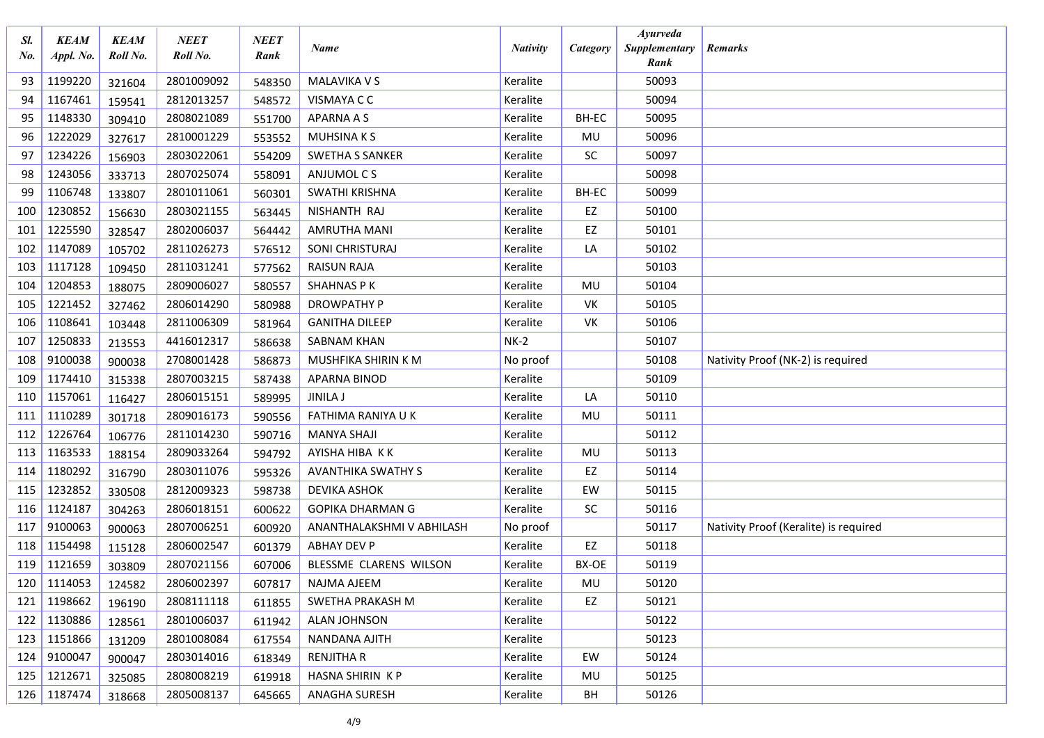| Sl. No. | KEAM Appl. No. | KEAM Roll No. | NEET Roll No. | NEET Rank | Name | Nativity | Category | Ayurveda Supplementary Rank | Remarks |
|---|---|---|---|---|---|---|---|---|---|
| 93 | 1199220 | 321604 | 2801009092 | 548350 | MALAVIKA V S | Keralite | | 50093 | |
| 94 | 1167461 | 159541 | 2812013257 | 548572 | VISMAYA C C | Keralite | | 50094 | |
| 95 | 1148330 | 309410 | 2808021089 | 551700 | APARNA A S | Keralite | BH-EC | 50095 | |
| 96 | 1222029 | 327617 | 2810001229 | 553552 | MUHSINA K S | Keralite | MU | 50096 | |
| 97 | 1234226 | 156903 | 2803022061 | 554209 | SWETHA S SANKER | Keralite | SC | 50097 | |
| 98 | 1243056 | 333713 | 2807025074 | 558091 | ANJUMOL C S | Keralite | | 50098 | |
| 99 | 1106748 | 133807 | 2801011061 | 560301 | SWATHI KRISHNA | Keralite | BH-EC | 50099 | |
| 100 | 1230852 | 156630 | 2803021155 | 563445 | NISHANTH RAJ | Keralite | EZ | 50100 | |
| 101 | 1225590 | 328547 | 2802006037 | 564442 | AMRUTHA MANI | Keralite | EZ | 50101 | |
| 102 | 1147089 | 105702 | 2811026273 | 576512 | SONI CHRISTURAJ | Keralite | LA | 50102 | |
| 103 | 1117128 | 109450 | 2811031241 | 577562 | RAISUN RAJA | Keralite | | 50103 | |
| 104 | 1204853 | 188075 | 2809006027 | 580557 | SHAHNAS P K | Keralite | MU | 50104 | |
| 105 | 1221452 | 327462 | 2806014290 | 580988 | DROWPATHY P | Keralite | VK | 50105 | |
| 106 | 1108641 | 103448 | 2811006309 | 581964 | GANITHA DILEEP | Keralite | VK | 50106 | |
| 107 | 1250833 | 213553 | 4416012317 | 586638 | SABNAM KHAN | NK-2 | | 50107 | |
| 108 | 9100038 | 900038 | 2708001428 | 586873 | MUSHFIKA SHIRIN K M | No proof | | 50108 | Nativity Proof (NK-2) is required |
| 109 | 1174410 | 315338 | 2807003215 | 587438 | APARNA BINOD | Keralite | | 50109 | |
| 110 | 1157061 | 116427 | 2806015151 | 589995 | JINILA J | Keralite | LA | 50110 | |
| 111 | 1110289 | 301718 | 2809016173 | 590556 | FATHIMA RANIYA U K | Keralite | MU | 50111 | |
| 112 | 1226764 | 106776 | 2811014230 | 590716 | MANYA SHAJI | Keralite | | 50112 | |
| 113 | 1163533 | 188154 | 2809033264 | 594792 | AYISHA HIBA K K | Keralite | MU | 50113 | |
| 114 | 1180292 | 316790 | 2803011076 | 595326 | AVANTHIKA SWATHY S | Keralite | EZ | 50114 | |
| 115 | 1232852 | 330508 | 2812009323 | 598738 | DEVIKA ASHOK | Keralite | EW | 50115 | |
| 116 | 1124187 | 304263 | 2806018151 | 600622 | GOPIKA DHARMAN G | Keralite | SC | 50116 | |
| 117 | 9100063 | 900063 | 2807006251 | 600920 | ANANTHALAKSHMI V ABHILASH | No proof | | 50117 | Nativity Proof (Keralite) is required |
| 118 | 1154498 | 115128 | 2806002547 | 601379 | ABHAY DEV P | Keralite | EZ | 50118 | |
| 119 | 1121659 | 303809 | 2807021156 | 607006 | BLESSME CLARENS WILSON | Keralite | BX-OE | 50119 | |
| 120 | 1114053 | 124582 | 2806002397 | 607817 | NAJMA AJEEM | Keralite | MU | 50120 | |
| 121 | 1198662 | 196190 | 2808111118 | 611855 | SWETHA PRAKASH M | Keralite | EZ | 50121 | |
| 122 | 1130886 | 128561 | 2801006037 | 611942 | ALAN JOHNSON | Keralite | | 50122 | |
| 123 | 1151866 | 131209 | 2801008084 | 617554 | NANDANA AJITH | Keralite | | 50123 | |
| 124 | 9100047 | 900047 | 2803014016 | 618349 | RENJITHA R | Keralite | EW | 50124 | |
| 125 | 1212671 | 325085 | 2808008219 | 619918 | HASNA SHIRIN K P | Keralite | MU | 50125 | |
| 126 | 1187474 | 318668 | 2805008137 | 645665 | ANAGHA SURESH | Keralite | BH | 50126 | |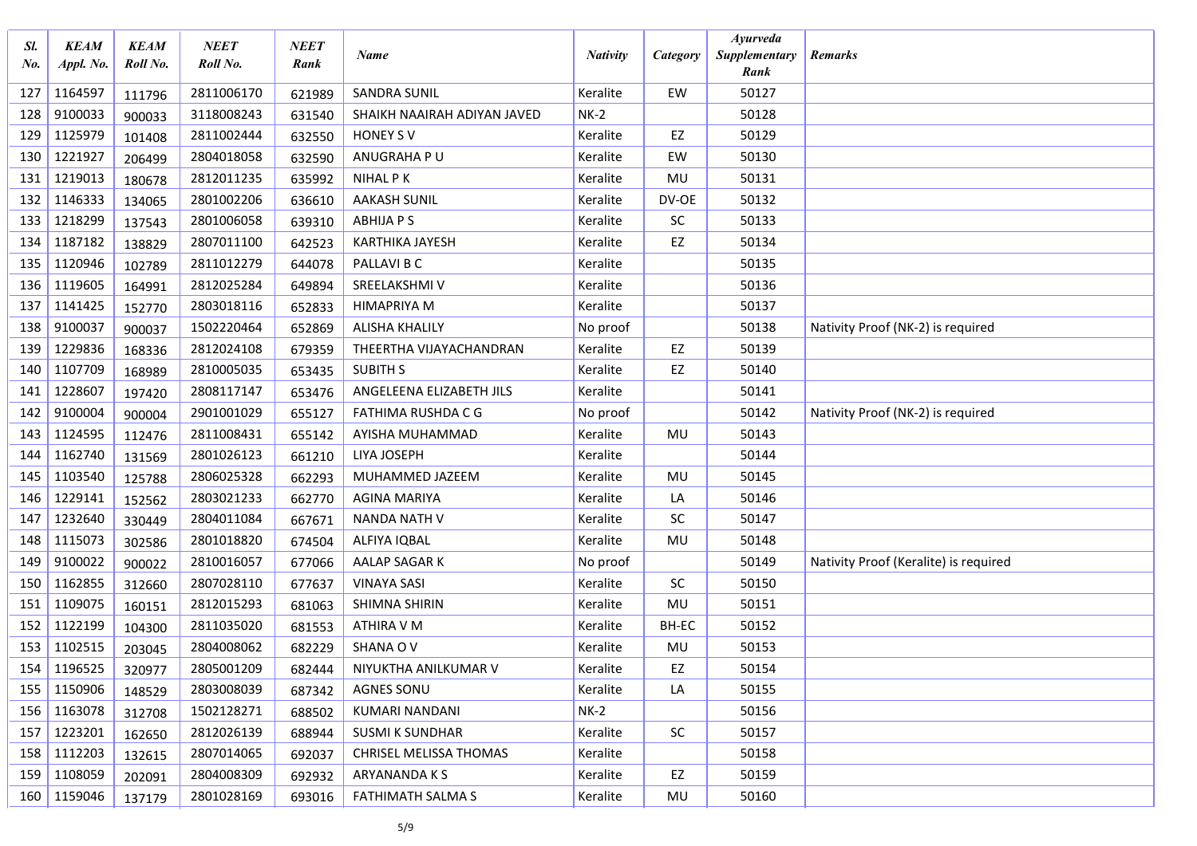| Sl. No. | KEAM Appl. No. | KEAM Roll No. | NEET Roll No. | NEET Rank | Name | Nativity | Category | Ayurveda Supplementary Rank | Remarks |
|---|---|---|---|---|---|---|---|---|---|
| 127 | 1164597 | 111796 | 2811006170 | 621989 | SANDRA SUNIL | Keralite | EW | 50127 | |
| 128 | 9100033 | 900033 | 3118008243 | 631540 | SHAIKH NAAIRAH ADIYAN JAVED | NK-2 | | 50128 | |
| 129 | 1125979 | 101408 | 2811002444 | 632550 | HONEY S V | Keralite | EZ | 50129 | |
| 130 | 1221927 | 206499 | 2804018058 | 632590 | ANUGRAHA P U | Keralite | EW | 50130 | |
| 131 | 1219013 | 180678 | 2812011235 | 635992 | NIHAL P K | Keralite | MU | 50131 | |
| 132 | 1146333 | 134065 | 2801002206 | 636610 | AAKASH SUNIL | Keralite | DV-OE | 50132 | |
| 133 | 1218299 | 137543 | 2801006058 | 639310 | ABHIJA P S | Keralite | SC | 50133 | |
| 134 | 1187182 | 138829 | 2807011100 | 642523 | KARTHIKA JAYESH | Keralite | EZ | 50134 | |
| 135 | 1120946 | 102789 | 2811012279 | 644078 | PALLAVI B C | Keralite | | 50135 | |
| 136 | 1119605 | 164991 | 2812025284 | 649894 | SREELAKSHMI V | Keralite | | 50136 | |
| 137 | 1141425 | 152770 | 2803018116 | 652833 | HIMAPRIYA M | Keralite | | 50137 | |
| 138 | 9100037 | 900037 | 1502220464 | 652869 | ALISHA KHALILY | No proof | | 50138 | Nativity Proof (NK-2) is required |
| 139 | 1229836 | 168336 | 2812024108 | 679359 | THEERTHA VIJAYACHANDRAN | Keralite | EZ | 50139 | |
| 140 | 1107709 | 168989 | 2810005035 | 653435 | SUBITH S | Keralite | EZ | 50140 | |
| 141 | 1228607 | 197420 | 2808117147 | 653476 | ANGELEENA ELIZABETH JILS | Keralite | | 50141 | |
| 142 | 9100004 | 900004 | 2901001029 | 655127 | FATHIMA RUSHDA C G | No proof | | 50142 | Nativity Proof (NK-2) is required |
| 143 | 1124595 | 112476 | 2811008431 | 655142 | AYISHA MUHAMMAD | Keralite | MU | 50143 | |
| 144 | 1162740 | 131569 | 2801026123 | 661210 | LIYA JOSEPH | Keralite | | 50144 | |
| 145 | 1103540 | 125788 | 2806025328 | 662293 | MUHAMMED JAZEEM | Keralite | MU | 50145 | |
| 146 | 1229141 | 152562 | 2803021233 | 662770 | AGINA MARIYA | Keralite | LA | 50146 | |
| 147 | 1232640 | 330449 | 2804011084 | 667671 | NANDA NATH V | Keralite | SC | 50147 | |
| 148 | 1115073 | 302586 | 2801018820 | 674504 | ALFIYA IQBAL | Keralite | MU | 50148 | |
| 149 | 9100022 | 900022 | 2810016057 | 677066 | AALAP SAGAR K | No proof | | 50149 | Nativity Proof (Keralite) is required |
| 150 | 1162855 | 312660 | 2807028110 | 677637 | VINAYA SASI | Keralite | SC | 50150 | |
| 151 | 1109075 | 160151 | 2812015293 | 681063 | SHIMNA SHIRIN | Keralite | MU | 50151 | |
| 152 | 1122199 | 104300 | 2811035020 | 681553 | ATHIRA V M | Keralite | BH-EC | 50152 | |
| 153 | 1102515 | 203045 | 2804008062 | 682229 | SHANA O V | Keralite | MU | 50153 | |
| 154 | 1196525 | 320977 | 2805001209 | 682444 | NIYUKTHA ANILKUMAR V | Keralite | EZ | 50154 | |
| 155 | 1150906 | 148529 | 2803008039 | 687342 | AGNES SONU | Keralite | LA | 50155 | |
| 156 | 1163078 | 312708 | 1502128271 | 688502 | KUMARI NANDANI | NK-2 | | 50156 | |
| 157 | 1223201 | 162650 | 2812026139 | 688944 | SUSMI K SUNDHAR | Keralite | SC | 50157 | |
| 158 | 1112203 | 132615 | 2807014065 | 692037 | CHRISEL MELISSA THOMAS | Keralite | | 50158 | |
| 159 | 1108059 | 202091 | 2804008309 | 692932 | ARYANANDA K S | Keralite | EZ | 50159 | |
| 160 | 1159046 | 137179 | 2801028169 | 693016 | FATHIMATH SALMA S | Keralite | MU | 50160 | |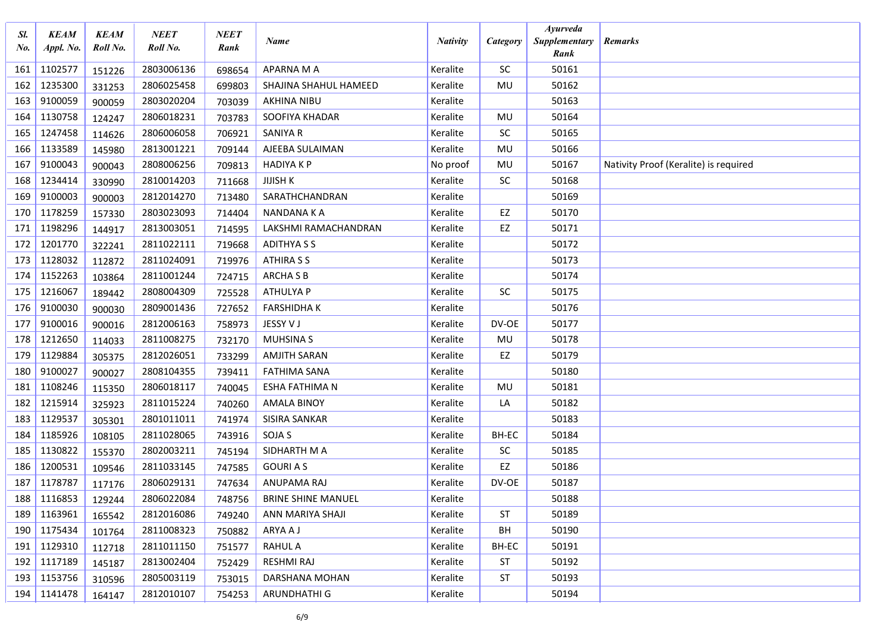| Sl. No. | KEAM Appl. No. | KEAM Roll No. | NEET Roll No. | NEET Rank | Name | Nativity | Category | Ayurveda Supplementary Rank | Remarks |
|---|---|---|---|---|---|---|---|---|---|
| 161 | 1102577 | 151226 | 2803006136 | 698654 | APARNA M A | Keralite | SC | 50161 | |
| 162 | 1235300 | 331253 | 2806025458 | 699803 | SHAJINA SHAHUL HAMEED | Keralite | MU | 50162 | |
| 163 | 9100059 | 900059 | 2803020204 | 703039 | AKHINA NIBU | Keralite | | 50163 | |
| 164 | 1130758 | 124247 | 2806018231 | 703783 | SOOFIYA KHADAR | Keralite | MU | 50164 | |
| 165 | 1247458 | 114626 | 2806006058 | 706921 | SANIYA R | Keralite | SC | 50165 | |
| 166 | 1133589 | 145980 | 2813001221 | 709144 | AJEEBA SULAIMAN | Keralite | MU | 50166 | |
| 167 | 9100043 | 900043 | 2808006256 | 709813 | HADIYA K P | No proof | MU | 50167 | Nativity Proof (Keralite) is required |
| 168 | 1234414 | 330990 | 2810014203 | 711668 | JIJISH K | Keralite | SC | 50168 | |
| 169 | 9100003 | 900003 | 2812014270 | 713480 | SARATHCHANDRAN | Keralite | | 50169 | |
| 170 | 1178259 | 157330 | 2803023093 | 714404 | NANDANA K A | Keralite | EZ | 50170 | |
| 171 | 1198296 | 144917 | 2813003051 | 714595 | LAKSHMI RAMACHANDRAN | Keralite | EZ | 50171 | |
| 172 | 1201770 | 322241 | 2811022111 | 719668 | ADITHYA S S | Keralite | | 50172 | |
| 173 | 1128032 | 112872 | 2811024091 | 719976 | ATHIRA S S | Keralite | | 50173 | |
| 174 | 1152263 | 103864 | 2811001244 | 724715 | ARCHA S B | Keralite | | 50174 | |
| 175 | 1216067 | 189442 | 2808004309 | 725528 | ATHULYA P | Keralite | SC | 50175 | |
| 176 | 9100030 | 900030 | 2809001436 | 727652 | FARSHIDHA K | Keralite | | 50176 | |
| 177 | 9100016 | 900016 | 2812006163 | 758973 | JESSY V J | Keralite | DV-OE | 50177 | |
| 178 | 1212650 | 114033 | 2811008275 | 732170 | MUHSINA S | Keralite | MU | 50178 | |
| 179 | 1129884 | 305375 | 2812026051 | 733299 | AMJITH SARAN | Keralite | EZ | 50179 | |
| 180 | 9100027 | 900027 | 2808104355 | 739411 | FATHIMA SANA | Keralite | | 50180 | |
| 181 | 1108246 | 115350 | 2806018117 | 740045 | ESHA FATHIMA N | Keralite | MU | 50181 | |
| 182 | 1215914 | 325923 | 2811015224 | 740260 | AMALA BINOY | Keralite | LA | 50182 | |
| 183 | 1129537 | 305301 | 2801011011 | 741974 | SISIRA SANKAR | Keralite | | 50183 | |
| 184 | 1185926 | 108105 | 2811028065 | 743916 | SOJA S | Keralite | BH-EC | 50184 | |
| 185 | 1130822 | 155370 | 2802003211 | 745194 | SIDHARTH M A | Keralite | SC | 50185 | |
| 186 | 1200531 | 109546 | 2811033145 | 747585 | GOURI A S | Keralite | EZ | 50186 | |
| 187 | 1178787 | 117176 | 2806029131 | 747634 | ANUPAMA RAJ | Keralite | DV-OE | 50187 | |
| 188 | 1116853 | 129244 | 2806022084 | 748756 | BRINE SHINE MANUEL | Keralite | | 50188 | |
| 189 | 1163961 | 165542 | 2812016086 | 749240 | ANN MARIYA SHAJI | Keralite | ST | 50189 | |
| 190 | 1175434 | 101764 | 2811008323 | 750882 | ARYA A J | Keralite | BH | 50190 | |
| 191 | 1129310 | 112718 | 2811011150 | 751577 | RAHUL A | Keralite | BH-EC | 50191 | |
| 192 | 1117189 | 145187 | 2813002404 | 752429 | RESHMI RAJ | Keralite | ST | 50192 | |
| 193 | 1153756 | 310596 | 2805003119 | 753015 | DARSHANA MOHAN | Keralite | ST | 50193 | |
| 194 | 1141478 | 164147 | 2812010107 | 754253 | ARUNDHATHI G | Keralite | | 50194 | |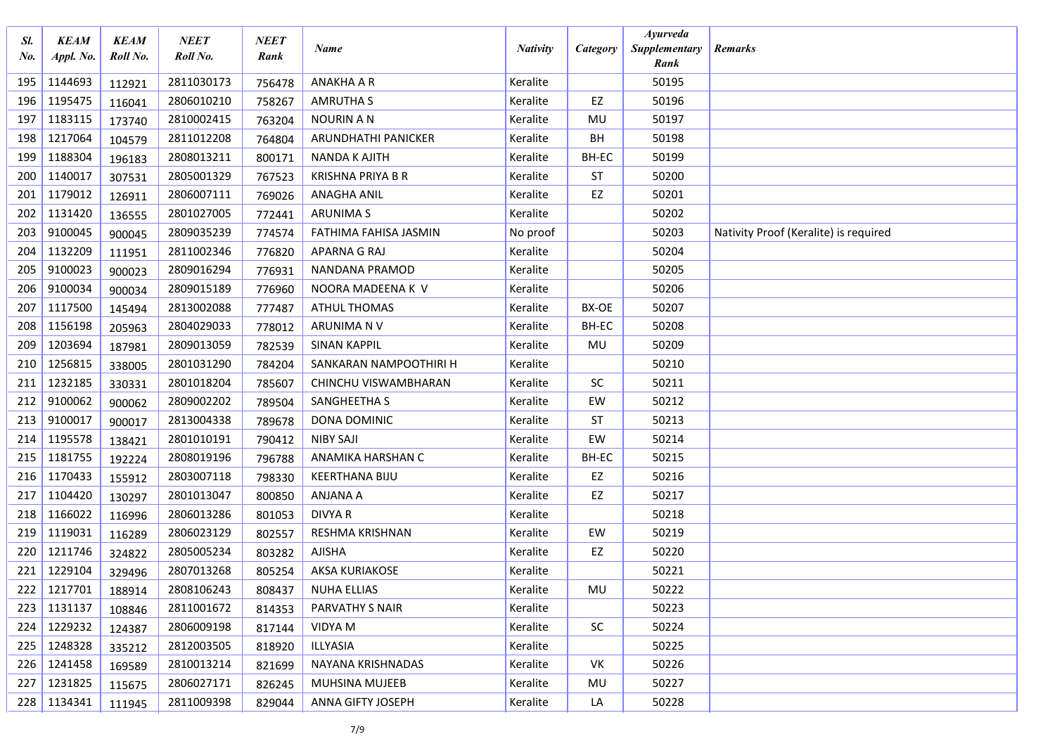| Sl. No. | KEAM Appl. No. | KEAM Roll No. | NEET Roll No. | NEET Rank | Name | Nativity | Category | Ayurveda Supplementary Rank | Remarks |
|---|---|---|---|---|---|---|---|---|---|
| 195 | 1144693 | 112921 | 2811030173 | 756478 | ANAKHA A R | Keralite | | 50195 | |
| 196 | 1195475 | 116041 | 2806010210 | 758267 | AMRUTHA S | Keralite | EZ | 50196 | |
| 197 | 1183115 | 173740 | 2810002415 | 763204 | NOURIN A N | Keralite | MU | 50197 | |
| 198 | 1217064 | 104579 | 2811012208 | 764804 | ARUNDHATHI PANICKER | Keralite | BH | 50198 | |
| 199 | 1188304 | 196183 | 2808013211 | 800171 | NANDA K AJITH | Keralite | BH-EC | 50199 | |
| 200 | 1140017 | 307531 | 2805001329 | 767523 | KRISHNA PRIYA B R | Keralite | ST | 50200 | |
| 201 | 1179012 | 126911 | 2806007111 | 769026 | ANAGHA ANIL | Keralite | EZ | 50201 | |
| 202 | 1131420 | 136555 | 2801027005 | 772441 | ARUNIMA S | Keralite | | 50202 | |
| 203 | 9100045 | 900045 | 2809035239 | 774574 | FATHIMA FAHISA JASMIN | No proof | | 50203 | Nativity Proof (Keralite) is required |
| 204 | 1132209 | 111951 | 2811002346 | 776820 | APARNA G RAJ | Keralite | | 50204 | |
| 205 | 9100023 | 900023 | 2809016294 | 776931 | NANDANA PRAMOD | Keralite | | 50205 | |
| 206 | 9100034 | 900034 | 2809015189 | 776960 | NOORA MADEENA K V | Keralite | | 50206 | |
| 207 | 1117500 | 145494 | 2813002088 | 777487 | ATHUL THOMAS | Keralite | BX-OE | 50207 | |
| 208 | 1156198 | 205963 | 2804029033 | 778012 | ARUNIMA N V | Keralite | BH-EC | 50208 | |
| 209 | 1203694 | 187981 | 2809013059 | 782539 | SINAN KAPPIL | Keralite | MU | 50209 | |
| 210 | 1256815 | 338005 | 2801031290 | 784204 | SANKARAN NAMPOOTHIRI H | Keralite | | 50210 | |
| 211 | 1232185 | 330331 | 2801018204 | 785607 | CHINCHU VISWAMBHARAN | Keralite | SC | 50211 | |
| 212 | 9100062 | 900062 | 2809002202 | 789504 | SANGHEETHA S | Keralite | EW | 50212 | |
| 213 | 9100017 | 900017 | 2813004338 | 789678 | DONA DOMINIC | Keralite | ST | 50213 | |
| 214 | 1195578 | 138421 | 2801010191 | 790412 | NIBY SAJI | Keralite | EW | 50214 | |
| 215 | 1181755 | 192224 | 2808019196 | 796788 | ANAMIKA HARSHAN C | Keralite | BH-EC | 50215 | |
| 216 | 1170433 | 155912 | 2803007118 | 798330 | KEERTHANA BIJU | Keralite | EZ | 50216 | |
| 217 | 1104420 | 130297 | 2801013047 | 800850 | ANJANA A | Keralite | EZ | 50217 | |
| 218 | 1166022 | 116996 | 2806013286 | 801053 | DIVYA R | Keralite | | 50218 | |
| 219 | 1119031 | 116289 | 2806023129 | 802557 | RESHMA KRISHNAN | Keralite | EW | 50219 | |
| 220 | 1211746 | 324822 | 2805005234 | 803282 | AJISHA | Keralite | EZ | 50220 | |
| 221 | 1229104 | 329496 | 2807013268 | 805254 | AKSA KURIAKOSE | Keralite | | 50221 | |
| 222 | 1217701 | 188914 | 2808106243 | 808437 | NUHA ELLIAS | Keralite | MU | 50222 | |
| 223 | 1131137 | 108846 | 2811001672 | 814353 | PARVATHY S NAIR | Keralite | | 50223 | |
| 224 | 1229232 | 124387 | 2806009198 | 817144 | VIDYA M | Keralite | SC | 50224 | |
| 225 | 1248328 | 335212 | 2812003505 | 818920 | ILLYASIA | Keralite | | 50225 | |
| 226 | 1241458 | 169589 | 2810013214 | 821699 | NAYANA KRISHNADAS | Keralite | VK | 50226 | |
| 227 | 1231825 | 115675 | 2806027171 | 826245 | MUHSINA MUJEEB | Keralite | MU | 50227 | |
| 228 | 1134341 | 111945 | 2811009398 | 829044 | ANNA GIFTY JOSEPH | Keralite | LA | 50228 | |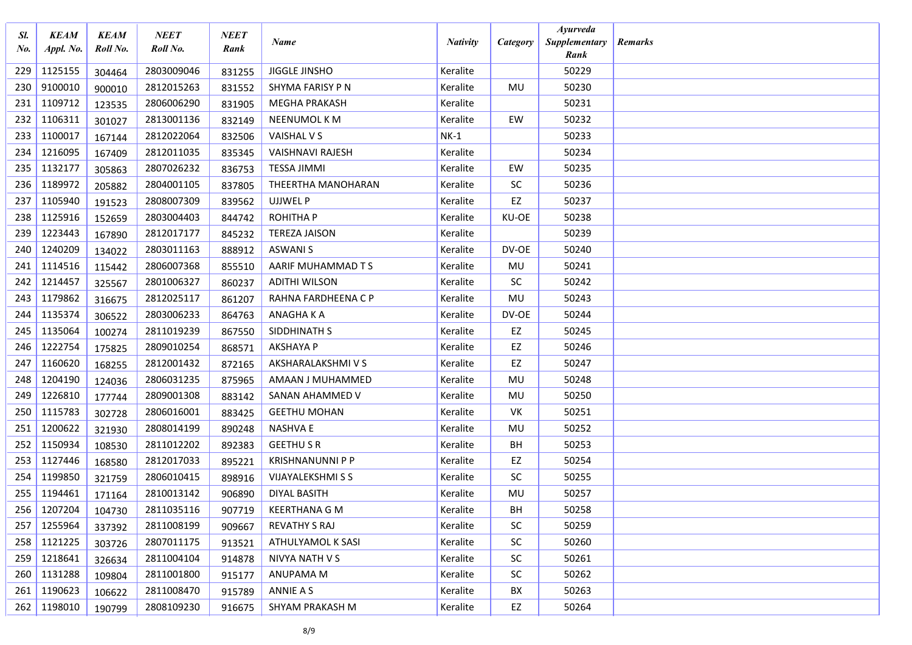| Sl. No. | KEAM Appl. No. | KEAM Roll No. | NEET Roll No. | NEET Rank | Name | Nativity | Category | Ayurveda Supplementary Rank | Remarks |
|---|---|---|---|---|---|---|---|---|---|
| 229 | 1125155 | 304464 | 2803009046 | 831255 | JIGGLE JINSHO | Keralite | | 50229 | |
| 230 | 9100010 | 900010 | 2812015263 | 831552 | SHYMA FARISY P N | Keralite | MU | 50230 | |
| 231 | 1109712 | 123535 | 2806006290 | 831905 | MEGHA PRAKASH | Keralite | | 50231 | |
| 232 | 1106311 | 301027 | 2813001136 | 832149 | NEENUMOL K M | Keralite | EW | 50232 | |
| 233 | 1100017 | 167144 | 2812022064 | 832506 | VAISHAL V S | NK-1 | | 50233 | |
| 234 | 1216095 | 167409 | 2812011035 | 835345 | VAISHNAVI RAJESH | Keralite | | 50234 | |
| 235 | 1132177 | 305863 | 2807026232 | 836753 | TESSA JIMMI | Keralite | EW | 50235 | |
| 236 | 1189972 | 205882 | 2804001105 | 837805 | THEERTHA MANOHARAN | Keralite | SC | 50236 | |
| 237 | 1105940 | 191523 | 2808007309 | 839562 | UJJWEL P | Keralite | EZ | 50237 | |
| 238 | 1125916 | 152659 | 2803004403 | 844742 | ROHITHA P | Keralite | KU-OE | 50238 | |
| 239 | 1223443 | 167890 | 2812017177 | 845232 | TEREZA JAISON | Keralite | | 50239 | |
| 240 | 1240209 | 134022 | 2803011163 | 888912 | ASWANI S | Keralite | DV-OE | 50240 | |
| 241 | 1114516 | 115442 | 2806007368 | 855510 | AARIF MUHAMMAD T S | Keralite | MU | 50241 | |
| 242 | 1214457 | 325567 | 2801006327 | 860237 | ADITHI WILSON | Keralite | SC | 50242 | |
| 243 | 1179862 | 316675 | 2812025117 | 861207 | RAHNA FARDHEENA C P | Keralite | MU | 50243 | |
| 244 | 1135374 | 306522 | 2803006233 | 864763 | ANAGHA K A | Keralite | DV-OE | 50244 | |
| 245 | 1135064 | 100274 | 2811019239 | 867550 | SIDDHINATH S | Keralite | EZ | 50245 | |
| 246 | 1222754 | 175825 | 2809010254 | 868571 | AKSHAYA P | Keralite | EZ | 50246 | |
| 247 | 1160620 | 168255 | 2812001432 | 872165 | AKSHARALAKSHMI V S | Keralite | EZ | 50247 | |
| 248 | 1204190 | 124036 | 2806031235 | 875965 | AMAAN J MUHAMMED | Keralite | MU | 50248 | |
| 249 | 1226810 | 177744 | 2809001308 | 883142 | SANAN AHAMMED V | Keralite | MU | 50250 | |
| 250 | 1115783 | 302728 | 2806016001 | 883425 | GEETHU MOHAN | Keralite | VK | 50251 | |
| 251 | 1200622 | 321930 | 2808014199 | 890248 | NASHVA E | Keralite | MU | 50252 | |
| 252 | 1150934 | 108530 | 2811012202 | 892383 | GEETHU S R | Keralite | BH | 50253 | |
| 253 | 1127446 | 168580 | 2812017033 | 895221 | KRISHNANUNNI P P | Keralite | EZ | 50254 | |
| 254 | 1199850 | 321759 | 2806010415 | 898916 | VIJAYALEKSHMI S S | Keralite | SC | 50255 | |
| 255 | 1194461 | 171164 | 2810013142 | 906890 | DIYAL BASITH | Keralite | MU | 50257 | |
| 256 | 1207204 | 104730 | 2811035116 | 907719 | KEERTHANA G M | Keralite | BH | 50258 | |
| 257 | 1255964 | 337392 | 2811008199 | 909667 | REVATHY S RAJ | Keralite | SC | 50259 | |
| 258 | 1121225 | 303726 | 2807011175 | 913521 | ATHULYAMOL K SASI | Keralite | SC | 50260 | |
| 259 | 1218641 | 326634 | 2811004104 | 914878 | NIVYA NATH V S | Keralite | SC | 50261 | |
| 260 | 1131288 | 109804 | 2811001800 | 915177 | ANUPAMA M | Keralite | SC | 50262 | |
| 261 | 1190623 | 106622 | 2811008470 | 915789 | ANNIE A S | Keralite | BX | 50263 | |
| 262 | 1198010 | 190799 | 2808109230 | 916675 | SHYAM PRAKASH M | Keralite | EZ | 50264 | |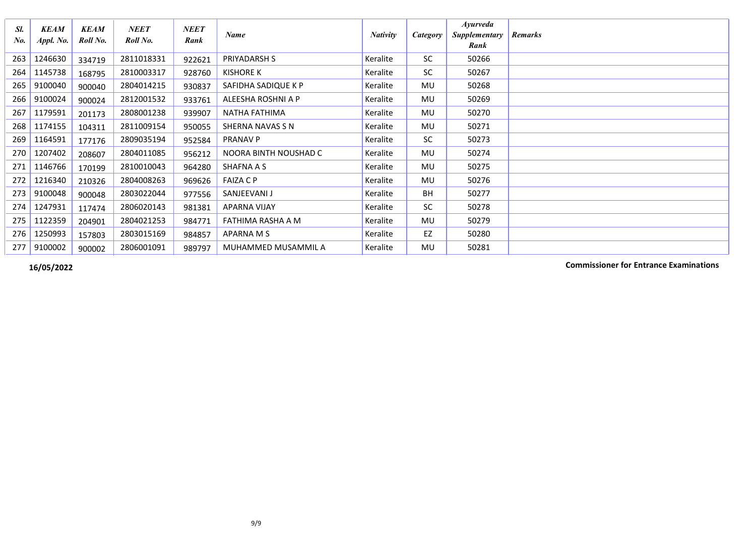| Sl. No. | KEAM Appl. No. | KEAM Roll No. | NEET Roll No. | NEET Rank | Name | Nativity | Category | Ayurveda Supplementary Rank | Remarks |
|---|---|---|---|---|---|---|---|---|---|
| 263 | 1246630 | 334719 | 2811018331 | 922621 | PRIYADARSH S | Keralite | SC | 50266 | |
| 264 | 1145738 | 168795 | 2810003317 | 928760 | KISHORE K | Keralite | SC | 50267 | |
| 265 | 9100040 | 900040 | 2804014215 | 930837 | SAFIDHA SADIQUE K P | Keralite | MU | 50268 | |
| 266 | 9100024 | 900024 | 2812001532 | 933761 | ALEESHA ROSHNI A P | Keralite | MU | 50269 | |
| 267 | 1179591 | 201173 | 2808001238 | 939907 | NATHA FATHIMA | Keralite | MU | 50270 | |
| 268 | 1174155 | 104311 | 2811009154 | 950055 | SHERNA NAVAS S N | Keralite | MU | 50271 | |
| 269 | 1164591 | 177176 | 2809035194 | 952584 | PRANAV P | Keralite | SC | 50273 | |
| 270 | 1207402 | 208607 | 2804011085 | 956212 | NOORA BINTH NOUSHAD C | Keralite | MU | 50274 | |
| 271 | 1146766 | 170199 | 2810010043 | 964280 | SHAFNA A S | Keralite | MU | 50275 | |
| 272 | 1216340 | 210326 | 2804008263 | 969626 | FAIZA C P | Keralite | MU | 50276 | |
| 273 | 9100048 | 900048 | 2803022044 | 977556 | SANJEEVANI J | Keralite | BH | 50277 | |
| 274 | 1247931 | 117474 | 2806020143 | 981381 | APARNA VIJAY | Keralite | SC | 50278 | |
| 275 | 1122359 | 204901 | 2804021253 | 984771 | FATHIMA RASHA A M | Keralite | MU | 50279 | |
| 276 | 1250993 | 157803 | 2803015169 | 984857 | APARNA M S | Keralite | EZ | 50280 | |
| 277 | 9100002 | 900002 | 2806001091 | 989797 | MUHAMMED MUSAMMIL A | Keralite | MU | 50281 | |

**16/05/2022**

**Commissioner for Entrance Examinations**